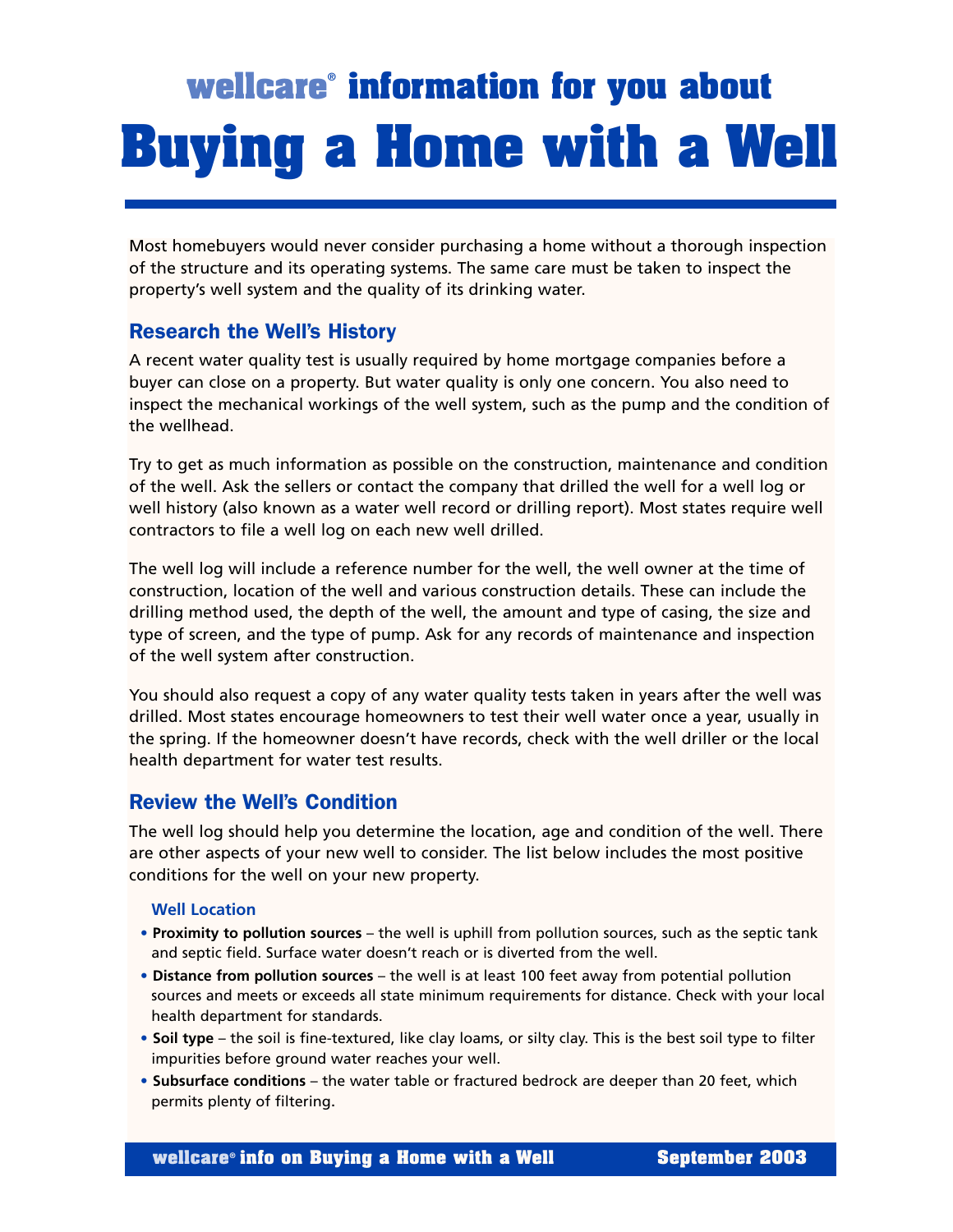# wellcare® information for you about Buying a Home with a Well

Most homebuyers would never consider purchasing a home without a thorough inspection of the structure and its operating systems. The same care must be taken to inspect the property's well system and the quality of its drinking water.

## Research the Well's History

A recent water quality test is usually required by home mortgage companies before a buyer can close on a property. But water quality is only one concern. You also need to inspect the mechanical workings of the well system, such as the pump and the condition of the wellhead.

Try to get as much information as possible on the construction, maintenance and condition of the well. Ask the sellers or contact the company that drilled the well for a well log or well history (also known as a water well record or drilling report). Most states require well contractors to file a well log on each new well drilled.

The well log will include a reference number for the well, the well owner at the time of construction, location of the well and various construction details. These can include the drilling method used, the depth of the well, the amount and type of casing, the size and type of screen, and the type of pump. Ask for any records of maintenance and inspection of the well system after construction.

You should also request a copy of any water quality tests taken in years after the well was drilled. Most states encourage homeowners to test their well water once a year, usually in the spring. If the homeowner doesn't have records, check with the well driller or the local health department for water test results.

## Review the Well's Condition

The well log should help you determine the location, age and condition of the well. There are other aspects of your new well to consider. The list below includes the most positive conditions for the well on your new property.

### Well Location

- **Proximity to pollution sources** – the well is uphill from pollution sources, such as the septic tank and septic field. Surface water doesn't reach or is diverted from the well.
- **Distance from pollution sources** – the well is at least 100 feet away from potential pollution sources and meets or exceeds all state minimum requirements for distance. Check with your local health department for standards.
- **Soil type** – the soil is fine-textured, like clay loams, or silty clay. This is the best soil type to filter impurities before ground water reaches your well.
- **Subsurface conditions** – the water table or fractured bedrock are deeper than 20 feet, which permits plenty of filtering.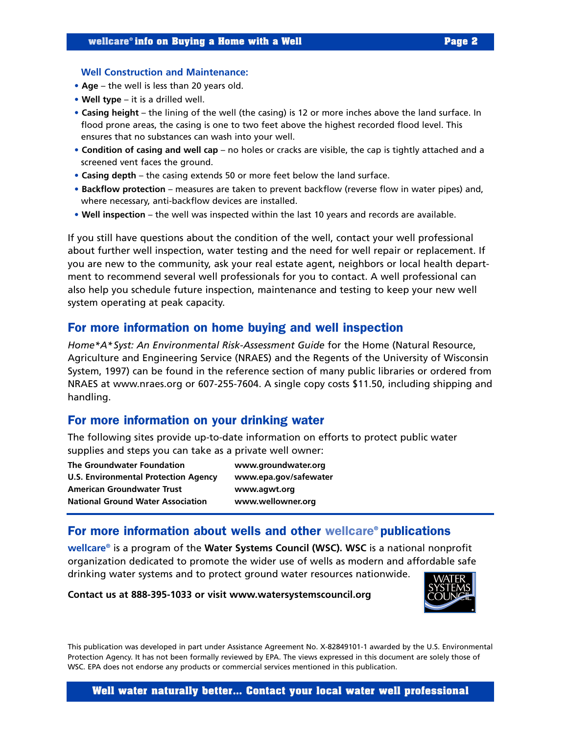### Well Construction and Maintenance:

- **Age** – the well is less than 20 years old.
- **Well type** – it is a drilled well.
- **Casing height** – the lining of the well (the casing) is 12 or more inches above the land surface. In flood prone areas, the casing is one to two feet above the highest recorded flood level. This ensures that no substances can wash into your well.
- **Condition of casing and well cap** – no holes or cracks are visible, the cap is tightly attached and a screened vent faces the ground.
- **Casing depth** – the casing extends 50 or more feet below the land surface.
- **Backflow protection** – measures are taken to prevent backflow (reverse flow in water pipes) and, where necessary, anti-backflow devices are installed.
- **Well inspection** – the well was inspected within the last 10 years and records are available.

If you still have questions about the condition of the well, contact your well professional about further well inspection, water testing and the need for well repair or replacement. If you are new to the community, ask your real estate agent, neighbors or local health department to recommend several well professionals for you to contact. A well professional can also help you schedule future inspection, maintenance and testing to keep your new well system operating at peak capacity.

## For more information on home buying and well inspection

*Home*A*Syst: An Environmental Risk-Assessment Guide* for the Home (Natural Resource, Agriculture and Engineering Service (NRAES) and the Regents of the University of Wisconsin System, 1997) can be found in the reference section of many public libraries or ordered from NRAES at www.nraes.org or 607-255-7604. A single copy costs $11.50, including shipping and handling.

## For more information on your drinking water

The following sites provide up-to-date information on efforts to protect public water supplies and steps you can take as a private well owner:

| | |
|---|---|
| **The Groundwater Foundation** | **www.groundwater.org** |
| **U.S. Environmental Protection Agency** | **www.epa.gov/safewater** |
| **American Groundwater Trust** | **www.agwt.org** |
| **National Ground Water Association** | **www.wellowner.org** |

## For more information about wells and other wellcare® publications

**wellcare®** is a program of the **Water Systems Council (WSC). WSC** is a national nonprofit organization dedicated to promote the wider use of wells as modern and affordable safe drinking water systems and to protect ground water resources nationwide.

**Contact us at 888-395-1033 or visit www.watersystemscouncil.org**

This publication was developed in part under Assistance Agreement No. X-82849101-1 awarded by the U.S. Environmental Protection Agency. It has not been formally reviewed by EPA. The views expressed in this document are solely those of WSC. EPA does not endorse any products or commercial services mentioned in this publication.

**Well water naturally better... Contact your local water well professional**